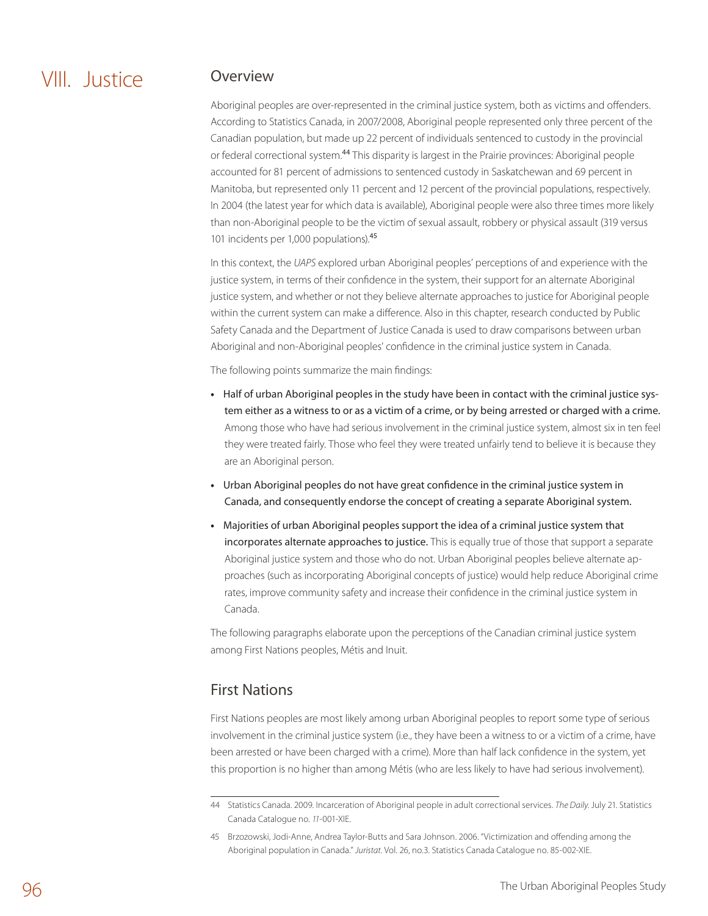# VIII. Justice

## Overview

Aboriginal peoples are over-represented in the criminal justice system, both as victims and offenders. According to Statistics Canada, in 2007/2008, Aboriginal people represented only three percent of the Canadian population, but made up 22 percent of individuals sentenced to custody in the provincial or federal correctional system.[44] This disparity is largest in the Prairie provinces: Aboriginal people accounted for 81 percent of admissions to sentenced custody in Saskatchewan and 69 percent in Manitoba, but represented only 11 percent and 12 percent of the provincial populations, respectively. In 2004 (the latest year for which data is available), Aboriginal people were also three times more likely than non-Aboriginal people to be the victim of sexual assault, robbery or physical assault (319 versus 101 incidents per 1,000 populations).[45]

In this context, the *UAPS* explored urban Aboriginal peoples' perceptions of and experience with the justice system, in terms of their confidence in the system, their support for an alternate Aboriginal justice system, and whether or not they believe alternate approaches to justice for Aboriginal people within the current system can make a difference. Also in this chapter, research conducted by Public Safety Canada and the Department of Justice Canada is used to draw comparisons between urban Aboriginal and non-Aboriginal peoples' confidence in the criminal justice system in Canada.

The following points summarize the main findings:

- **Half of urban Aboriginal peoples in the study have been in contact with the criminal justice system either as a witness to or as a victim of a crime, or by being arrested or charged with a crime.** Among those who have had serious involvement in the criminal justice system, almost six in ten feel they were treated fairly. Those who feel they were treated unfairly tend to believe it is because they are an Aboriginal person.
- **Urban Aboriginal peoples do not have great confidence in the criminal justice system in Canada, and consequently endorse the concept of creating a separate Aboriginal system.**
- **Majorities of urban Aboriginal peoples support the idea of a criminal justice system that incorporates alternate approaches to justice.** This is equally true of those that support a separate Aboriginal justice system and those who do not. Urban Aboriginal peoples believe alternate approaches (such as incorporating Aboriginal concepts of justice) would help reduce Aboriginal crime rates, improve community safety and increase their confidence in the criminal justice system in Canada.

The following paragraphs elaborate upon the perceptions of the Canadian criminal justice system among First Nations peoples, Métis and Inuit.

## First Nations

First Nations peoples are most likely among urban Aboriginal peoples to report some type of serious involvement in the criminal justice system (i.e., they have been a witness to or a victim of a crime, have been arrested or have been charged with a crime). More than half lack confidence in the system, yet this proportion is no higher than among Métis (who are less likely to have had serious involvement).

---

44 Statistics Canada. 2009. Incarceration of Aboriginal people in adult correctional services. *The Daily*. July 21. Statistics Canada Catalogue no. 11-001-XIE.

45 Brzozowski, Jodi-Anne, Andrea Taylor-Butts and Sara Johnson. 2006. "Victimization and offending among the Aboriginal population in Canada." *Juristat*. Vol. 26, no.3. Statistics Canada Catalogue no. 85-002-XIE.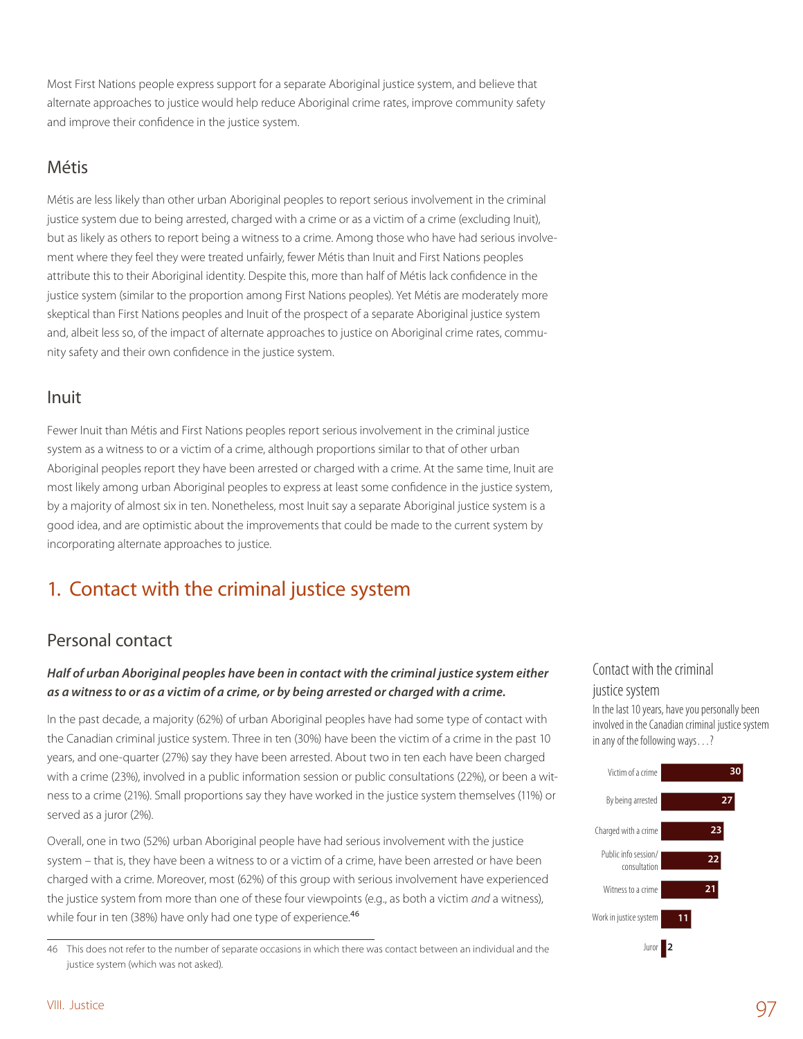Most First Nations people express support for a separate Aboriginal justice system, and believe that alternate approaches to justice would help reduce Aboriginal crime rates, improve community safety and improve their confidence in the justice system.

## Métis

Métis are less likely than other urban Aboriginal peoples to report serious involvement in the criminal justice system due to being arrested, charged with a crime or as a victim of a crime (excluding Inuit), but as likely as others to report being a witness to a crime. Among those who have had serious involvement where they feel they were treated unfairly, fewer Métis than Inuit and First Nations peoples attribute this to their Aboriginal identity. Despite this, more than half of Métis lack confidence in the justice system (similar to the proportion among First Nations peoples). Yet Métis are moderately more skeptical than First Nations peoples and Inuit of the prospect of a separate Aboriginal justice system and, albeit less so, of the impact of alternate approaches to justice on Aboriginal crime rates, community safety and their own confidence in the justice system.

## Inuit

Fewer Inuit than Métis and First Nations peoples report serious involvement in the criminal justice system as a witness to or a victim of a crime, although proportions similar to that of other urban Aboriginal peoples report they have been arrested or charged with a crime. At the same time, Inuit are most likely among urban Aboriginal peoples to express at least some confidence in the justice system, by a majority of almost six in ten. Nonetheless, most Inuit say a separate Aboriginal justice system is a good idea, and are optimistic about the improvements that could be made to the current system by incorporating alternate approaches to justice.

# 1. Contact with the criminal justice system

## Personal contact

***Half of urban Aboriginal peoples have been in contact with the criminal justice system either as a witness to or as a victim of a crime, or by being arrested or charged with a crime.***

In the past decade, a majority (62%) of urban Aboriginal peoples have had some type of contact with the Canadian criminal justice system. Three in ten (30%) have been the victim of a crime in the past 10 years, and one-quarter (27%) say they have been arrested. About two in ten each have been charged with a crime (23%), involved in a public information session or public consultations (22%), or been a witness to a crime (21%). Small proportions say they have worked in the justice system themselves (11%) or served as a juror (2%).

Overall, one in two (52%) urban Aboriginal people have had serious involvement with the justice system – that is, they have been a witness to or a victim of a crime, have been arrested or have been charged with a crime. Moreover, most (62%) of this group with serious involvement have experienced the justice system from more than one of these four viewpoints (e.g., as both a victim *and* a witness), while four in ten (38%) have only had one type of experience.[46]

### Contact with the criminal justice system

In the last 10 years, have you personally been involved in the Canadian criminal justice system in any of the following ways . . . ?

| | % |
|---|---|
| Victim of a crime | 30 |
| By being arrested | 27 |
| Charged with a crime | 23 |
| Public info session/ consultation | 22 |
| Witness to a crime | 21 |
| Work in justice system | 11 |
| Juror | 2 |

46 This does not refer to the number of separate occasions in which there was contact between an individual and the justice system (which was not asked).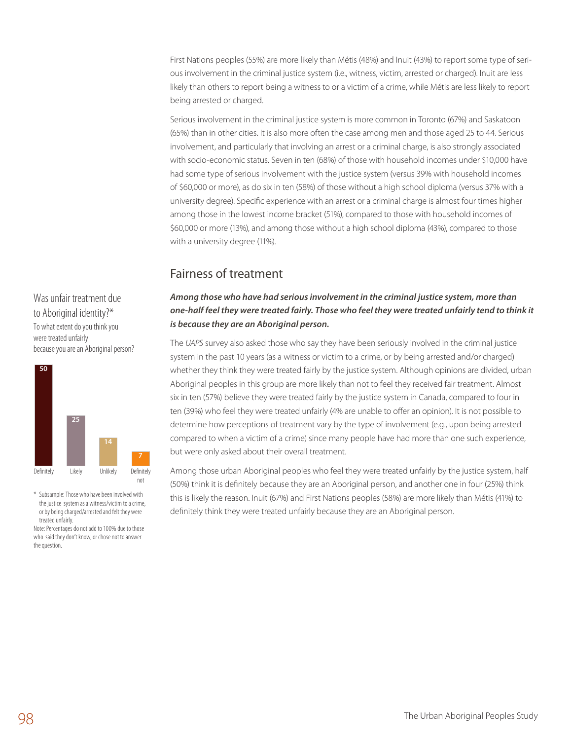First Nations peoples (55%) are more likely than Métis (48%) and Inuit (43%) to report some type of serious involvement in the criminal justice system (i.e., witness, victim, arrested or charged). Inuit are less likely than others to report being a witness to or a victim of a crime, while Métis are less likely to report being arrested or charged.

Serious involvement in the criminal justice system is more common in Toronto (67%) and Saskatoon (65%) than in other cities. It is also more often the case among men and those aged 25 to 44. Serious involvement, and particularly that involving an arrest or a criminal charge, is also strongly associated with socio-economic status. Seven in ten (68%) of those with household incomes under $10,000 have had some type of serious involvement with the justice system (versus 39% with household incomes of $60,000 or more), as do six in ten (58%) of those without a high school diploma (versus 37% with a university degree). Specific experience with an arrest or a criminal charge is almost four times higher among those in the lowest income bracket (51%), compared to those with household incomes of $60,000 or more (13%), and among those without a high school diploma (43%), compared to those with a university degree (11%).

## Fairness of treatment

***Among those who have had serious involvement in the criminal justice system, more than one-half feel they were treated fairly. Those who feel they were treated unfairly tend to think it is because they are an Aboriginal person.***

The *UAPS* survey also asked those who say they have been seriously involved in the criminal justice system in the past 10 years (as a witness or victim to a crime, or by being arrested and/or charged) whether they think they were treated fairly by the justice system. Although opinions are divided, urban Aboriginal peoples in this group are more likely than not to feel they received fair treatment. Almost six in ten (57%) believe they were treated fairly by the justice system in Canada, compared to four in ten (39%) who feel they were treated unfairly (4% are unable to offer an opinion). It is not possible to determine how perceptions of treatment vary by the type of involvement (e.g., upon being arrested compared to when a victim of a crime) since many people have had more than one such experience, but were only asked about their overall treatment.

Among those urban Aboriginal peoples who feel they were treated unfairly by the justice system, half (50%) think it is definitely because they are an Aboriginal person, and another one in four (25%) think this is likely the reason. Inuit (67%) and First Nations peoples (58%) are more likely than Métis (41%) to definitely think they were treated unfairly because they are an Aboriginal person.

### Was unfair treatment due to Aboriginal identity?*

To what extent do you think you were treated unfairly because you are an Aboriginal person?

| Definitely | Likely | Unlikely | Definitely not |
|---|---|---|---|
| 50 | 25 | 14 | 7 |

\* Subsample: Those who have been involved with the justice system as a witness/victim to a crime, or by being charged/arrested and felt they were treated unfairly.

Note: Percentages do not add to 100% due to those who said they don't know, or chose not to answer the question.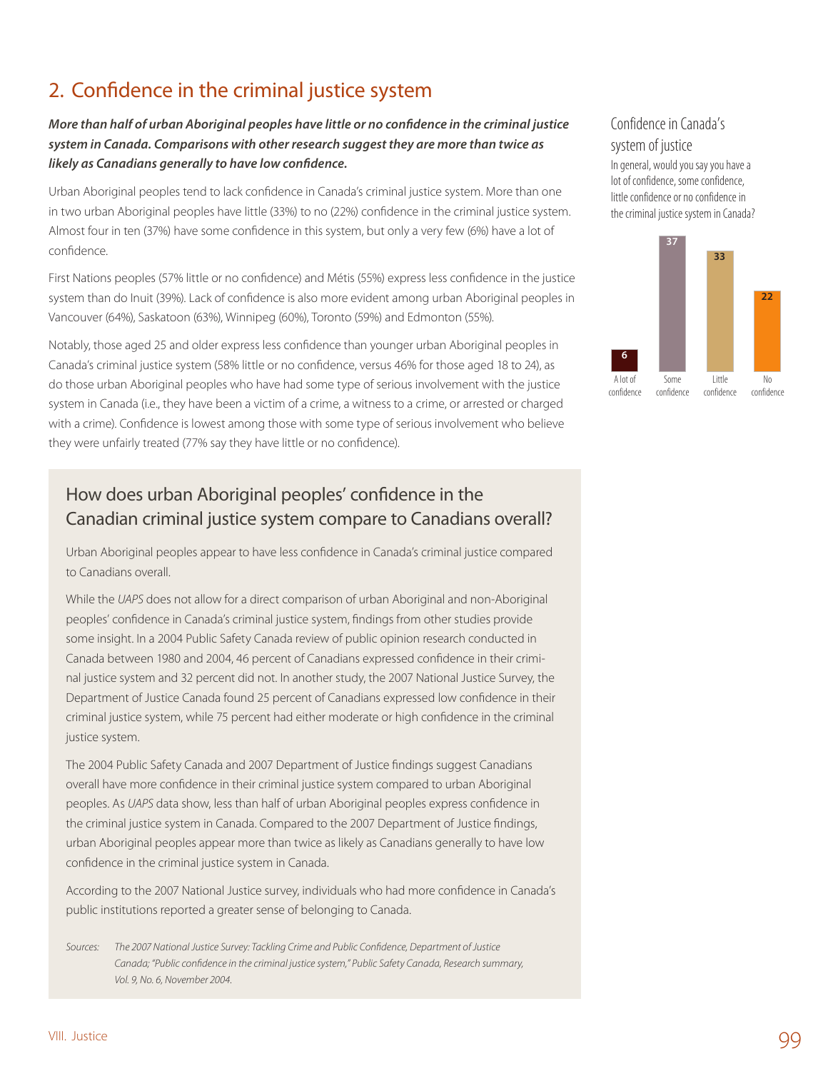## 2. Confidence in the criminal justice system

***More than half of urban Aboriginal peoples have little or no confidence in the criminal justice system in Canada. Comparisons with other research suggest they are more than twice as likely as Canadians generally to have low confidence.***

Urban Aboriginal peoples tend to lack confidence in Canada's criminal justice system. More than one in two urban Aboriginal peoples have little (33%) to no (22%) confidence in the criminal justice system. Almost four in ten (37%) have some confidence in this system, but only a very few (6%) have a lot of confidence.

First Nations peoples (57% little or no confidence) and Métis (55%) express less confidence in the justice system than do Inuit (39%). Lack of confidence is also more evident among urban Aboriginal peoples in Vancouver (64%), Saskatoon (63%), Winnipeg (60%), Toronto (59%) and Edmonton (55%).

Notably, those aged 25 and older express less confidence than younger urban Aboriginal peoples in Canada's criminal justice system (58% little or no confidence, versus 46% for those aged 18 to 24), as do those urban Aboriginal peoples who have had some type of serious involvement with the justice system in Canada (i.e., they have been a victim of a crime, a witness to a crime, or arrested or charged with a crime). Confidence is lowest among those with some type of serious involvement who believe they were unfairly treated (77% say they have little or no confidence).

### Confidence in Canada's system of justice

In general, would you say you have a lot of confidence, some confidence, little confidence or no confidence in the criminal justice system in Canada?

| A lot of confidence | Some confidence | Little confidence | No confidence |
|---|---|---|---|
| 6 | 37 | 33 | 22 |

### How does urban Aboriginal peoples' confidence in the Canadian criminal justice system compare to Canadians overall?

Urban Aboriginal peoples appear to have less confidence in Canada's criminal justice compared to Canadians overall.

While the *UAPS* does not allow for a direct comparison of urban Aboriginal and non-Aboriginal peoples' confidence in Canada's criminal justice system, findings from other studies provide some insight. In a 2004 Public Safety Canada review of public opinion research conducted in Canada between 1980 and 2004, 46 percent of Canadians expressed confidence in their criminal justice system and 32 percent did not. In another study, the 2007 National Justice Survey, the Department of Justice Canada found 25 percent of Canadians expressed low confidence in their criminal justice system, while 75 percent had either moderate or high confidence in the criminal justice system.

The 2004 Public Safety Canada and 2007 Department of Justice findings suggest Canadians overall have more confidence in their criminal justice system compared to urban Aboriginal peoples. As *UAPS* data show, less than half of urban Aboriginal peoples express confidence in the criminal justice system in Canada. Compared to the 2007 Department of Justice findings, urban Aboriginal peoples appear more than twice as likely as Canadians generally to have low confidence in the criminal justice system in Canada.

According to the 2007 National Justice survey, individuals who had more confidence in Canada's public institutions reported a greater sense of belonging to Canada.

*Sources: The 2007 National Justice Survey: Tackling Crime and Public Confidence, Department of Justice Canada; "Public confidence in the criminal justice system," Public Safety Canada, Research summary, Vol. 9, No. 6, November 2004.*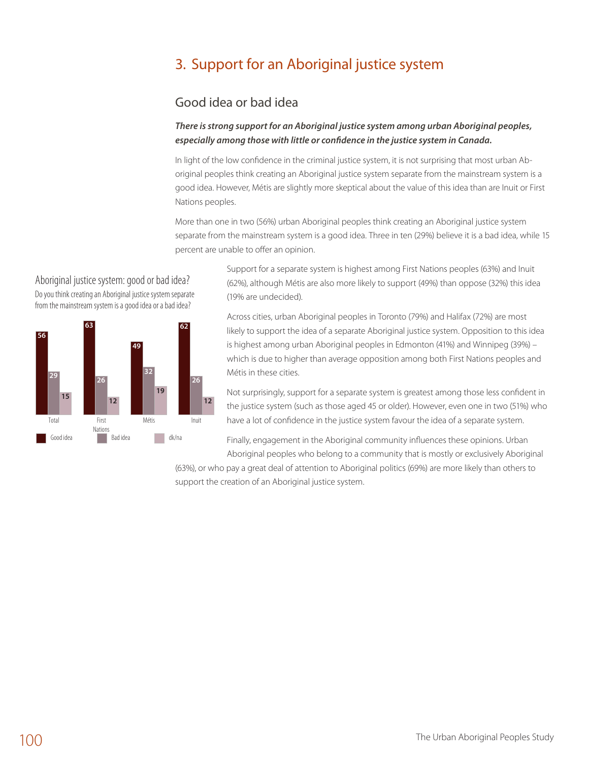## 3. Support for an Aboriginal justice system

### Good idea or bad idea

***There is strong support for an Aboriginal justice system among urban Aboriginal peoples, especially among those with little or confidence in the justice system in Canada.***

In light of the low confidence in the criminal justice system, it is not surprising that most urban Aboriginal peoples think creating an Aboriginal justice system separate from the mainstream system is a good idea. However, Métis are slightly more skeptical about the value of this idea than are Inuit or First Nations peoples.

More than one in two (56%) urban Aboriginal peoples think creating an Aboriginal justice system separate from the mainstream system is a good idea. Three in ten (29%) believe it is a bad idea, while 15 percent are unable to offer an opinion.

Aboriginal justice system: good or bad idea?

Do you think creating an Aboriginal justice system separate from the mainstream system is a good idea or a bad idea?

| | Total | First Nations | Métis | Inuit |
|---|---|---|---|---|
| Good idea | 56 | 63 | 49 | 62 |
| Bad idea | 29 | 26 | 32 | 26 |
| dk/na | 15 | 12 | 19 | 12 |

Support for a separate system is highest among First Nations peoples (63%) and Inuit (62%), although Métis are also more likely to support (49%) than oppose (32%) this idea (19% are undecided).

Across cities, urban Aboriginal peoples in Toronto (79%) and Halifax (72%) are most likely to support the idea of a separate Aboriginal justice system. Opposition to this idea is highest among urban Aboriginal peoples in Edmonton (41%) and Winnipeg (39%) – which is due to higher than average opposition among both First Nations peoples and Métis in these cities.

Not surprisingly, support for a separate system is greatest among those less confident in the justice system (such as those aged 45 or older). However, even one in two (51%) who have a lot of confidence in the justice system favour the idea of a separate system.

Finally, engagement in the Aboriginal community influences these opinions. Urban Aboriginal peoples who belong to a community that is mostly or exclusively Aboriginal (63%), or who pay a great deal of attention to Aboriginal politics (69%) are more likely than others to support the creation of an Aboriginal justice system.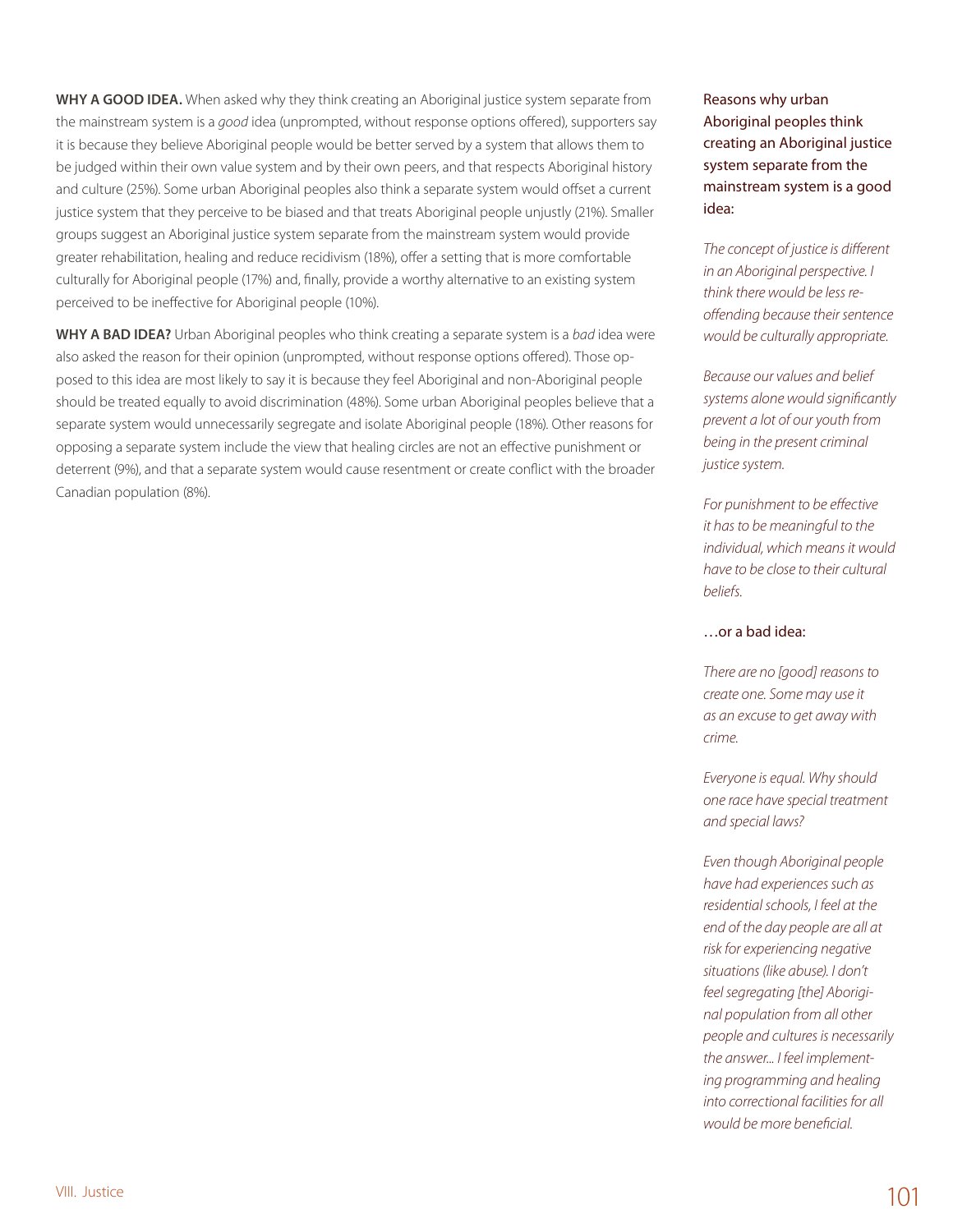**WHY A GOOD IDEA.** When asked why they think creating an Aboriginal justice system separate from the mainstream system is a *good* idea (unprompted, without response options offered), supporters say it is because they believe Aboriginal people would be better served by a system that allows them to be judged within their own value system and by their own peers, and that respects Aboriginal history and culture (25%). Some urban Aboriginal peoples also think a separate system would offset a current justice system that they perceive to be biased and that treats Aboriginal people unjustly (21%). Smaller groups suggest an Aboriginal justice system separate from the mainstream system would provide greater rehabilitation, healing and reduce recidivism (18%), offer a setting that is more comfortable culturally for Aboriginal people (17%) and, finally, provide a worthy alternative to an existing system perceived to be ineffective for Aboriginal people (10%).

**WHY A BAD IDEA?** Urban Aboriginal peoples who think creating a separate system is a *bad* idea were also asked the reason for their opinion (unprompted, without response options offered). Those opposed to this idea are most likely to say it is because they feel Aboriginal and non-Aboriginal people should be treated equally to avoid discrimination (48%). Some urban Aboriginal peoples believe that a separate system would unnecessarily segregate and isolate Aboriginal people (18%). Other reasons for opposing a separate system include the view that healing circles are not an effective punishment or deterrent (9%), and that a separate system would cause resentment or create conflict with the broader Canadian population (8%).

Reasons why urban Aboriginal peoples think creating an Aboriginal justice system separate from the mainstream system is a good idea:

*The concept of justice is different in an Aboriginal perspective. I think there would be less re-offending because their sentence would be culturally appropriate.*

*Because our values and belief systems alone would significantly prevent a lot of our youth from being in the present criminal justice system.*

*For punishment to be effective it has to be meaningful to the individual, which means it would have to be close to their cultural beliefs.*

…or a bad idea:

*There are no [good] reasons to create one. Some may use it as an excuse to get away with crime.*

*Everyone is equal. Why should one race have special treatment and special laws?*

*Even though Aboriginal people have had experiences such as residential schools, I feel at the end of the day people are all at risk for experiencing negative situations (like abuse). I don't feel segregating [the] Aboriginal population from all other people and cultures is necessarily the answer... I feel implementing programming and healing into correctional facilities for all would be more beneficial.*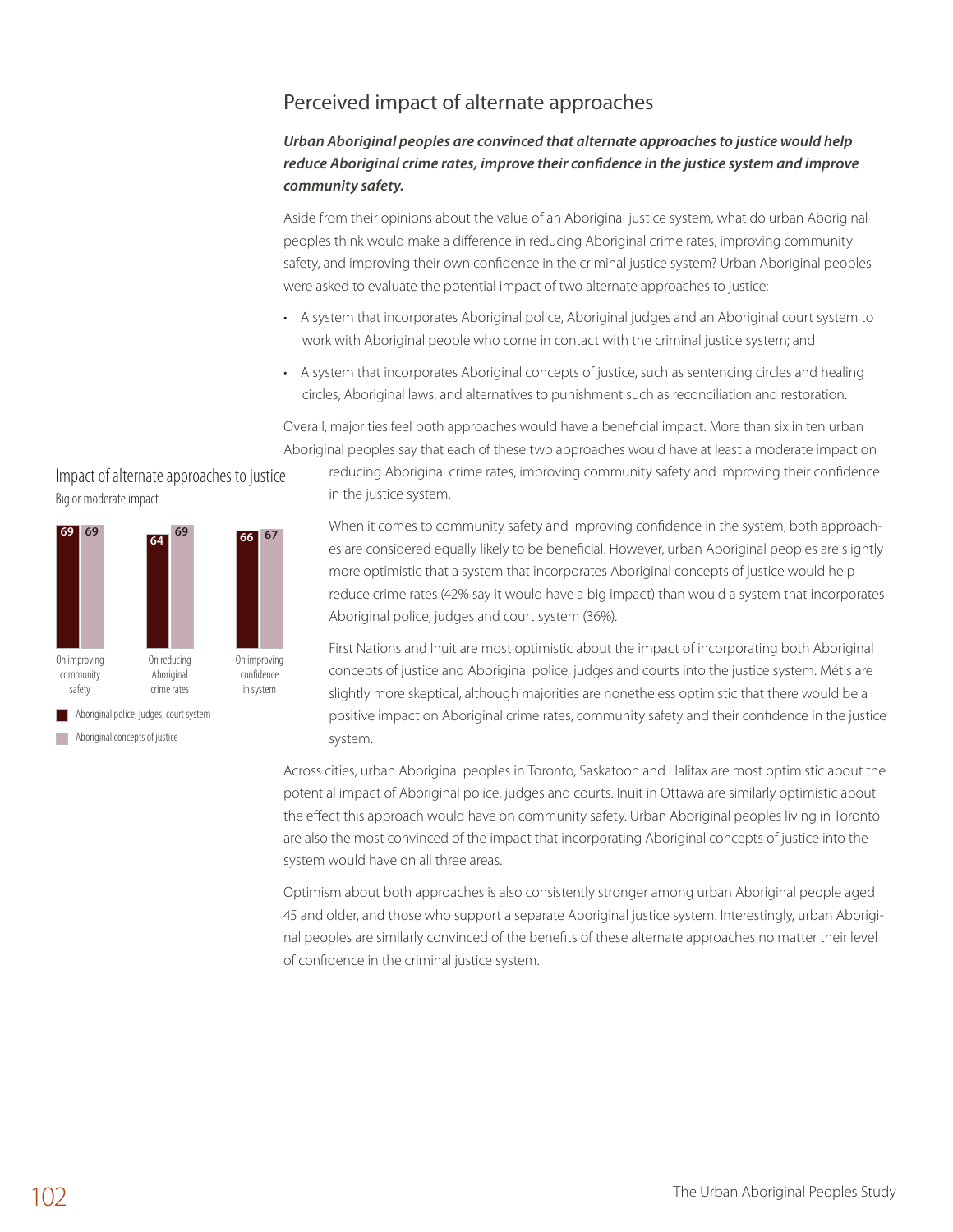## Perceived impact of alternate approaches

***Urban Aboriginal peoples are convinced that alternate approaches to justice would help reduce Aboriginal crime rates, improve their confidence in the justice system and improve community safety.***

Aside from their opinions about the value of an Aboriginal justice system, what do urban Aboriginal peoples think would make a difference in reducing Aboriginal crime rates, improving community safety, and improving their own confidence in the criminal justice system? Urban Aboriginal peoples were asked to evaluate the potential impact of two alternate approaches to justice:

- A system that incorporates Aboriginal police, Aboriginal judges and an Aboriginal court system to work with Aboriginal people who come in contact with the criminal justice system; and
- A system that incorporates Aboriginal concepts of justice, such as sentencing circles and healing circles, Aboriginal laws, and alternatives to punishment such as reconciliation and restoration.

Overall, majorities feel both approaches would have a beneficial impact. More than six in ten urban Aboriginal peoples say that each of these two approaches would have at least a moderate impact on reducing Aboriginal crime rates, improving community safety and improving their confidence in the justice system.

Impact of alternate approaches to justice

Big or moderate impact

69 69 64 69 66 67

On improving community safety

On reducing Aboriginal crime rates

On improving confidence in system

Aboriginal police, judges, court system

Aboriginal concepts of justice

When it comes to community safety and improving confidence in the system, both approaches are considered equally likely to be beneficial. However, urban Aboriginal peoples are slightly more optimistic that a system that incorporates Aboriginal concepts of justice would help reduce crime rates (42% say it would have a big impact) than would a system that incorporates Aboriginal police, judges and court system (36%).

First Nations and Inuit are most optimistic about the impact of incorporating both Aboriginal concepts of justice and Aboriginal police, judges and courts into the justice system. Métis are slightly more skeptical, although majorities are nonetheless optimistic that there would be a positive impact on Aboriginal crime rates, community safety and their confidence in the justice system.

Across cities, urban Aboriginal peoples in Toronto, Saskatoon and Halifax are most optimistic about the potential impact of Aboriginal police, judges and courts. Inuit in Ottawa are similarly optimistic about the effect this approach would have on community safety. Urban Aboriginal peoples living in Toronto are also the most convinced of the impact that incorporating Aboriginal concepts of justice into the system would have on all three areas.

Optimism about both approaches is also consistently stronger among urban Aboriginal people aged 45 and older, and those who support a separate Aboriginal justice system. Interestingly, urban Aboriginal peoples are similarly convinced of the benefits of these alternate approaches no matter their level of confidence in the criminal justice system.